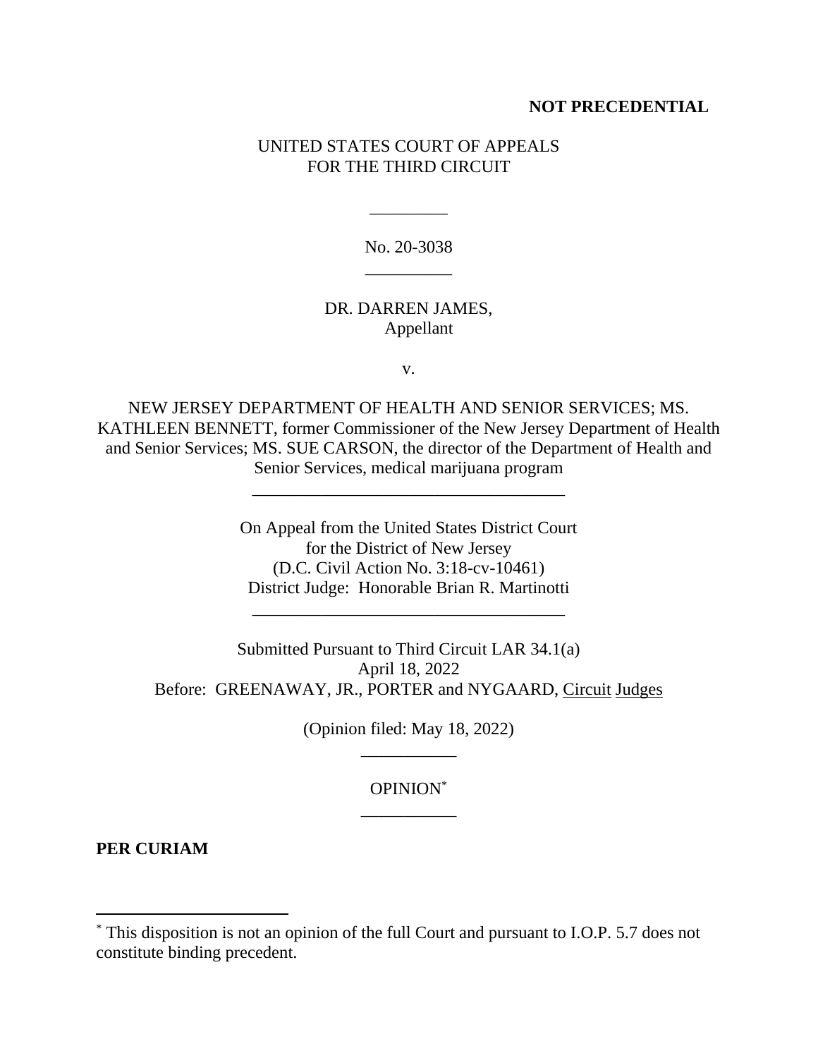**NOT PRECEDENTIAL**

UNITED STATES COURT OF APPEALS
FOR THE THIRD CIRCUIT

---

No. 20-3038

---

DR. DARREN JAMES,
Appellant

v.

NEW JERSEY DEPARTMENT OF HEALTH AND SENIOR SERVICES; MS. KATHLEEN BENNETT, former Commissioner of the New Jersey Department of Health and Senior Services; MS. SUE CARSON, the director of the Department of Health and Senior Services, medical marijuana program

---

On Appeal from the United States District Court
for the District of New Jersey
(D.C. Civil Action No. 3:18-cv-10461)
District Judge: Honorable Brian R. Martinotti

---

Submitted Pursuant to Third Circuit LAR 34.1(a)
April 18, 2022
Before: GREENAWAY, JR., PORTER and NYGAARD, Circuit Judges

(Opinion filed: May 18, 2022)

---

OPINION*

---

**PER CURIAM**

---

* This disposition is not an opinion of the full Court and pursuant to I.O.P. 5.7 does not constitute binding precedent.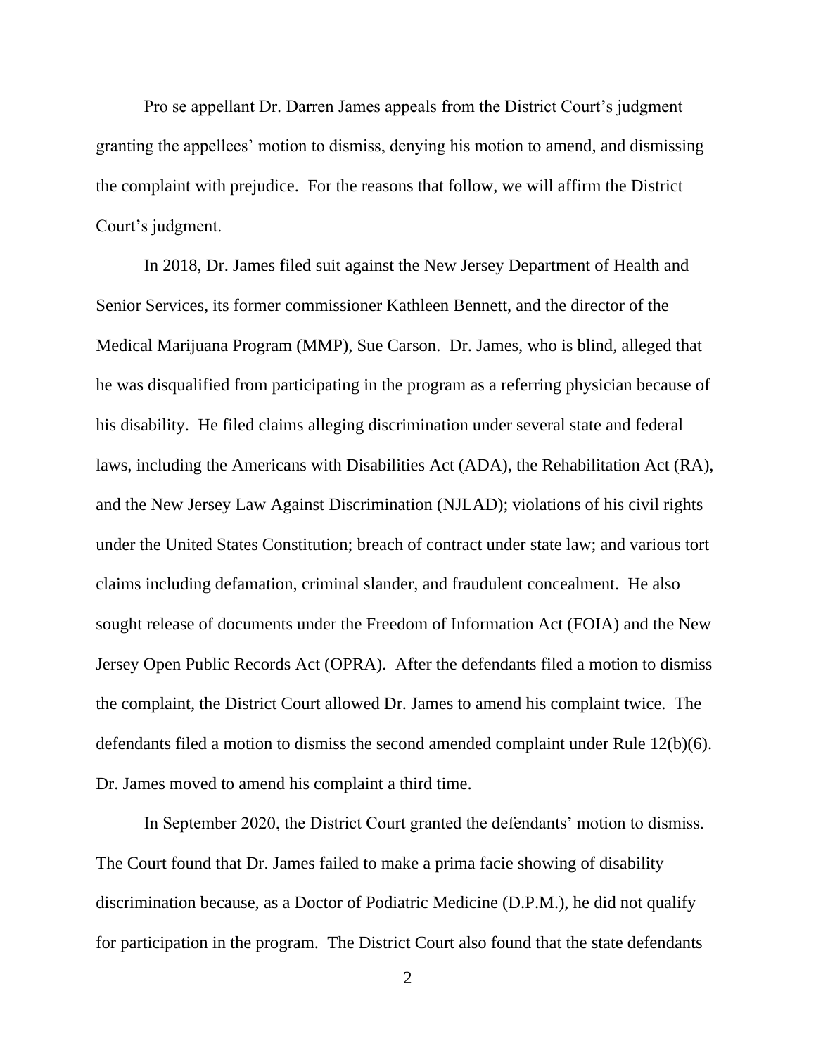Pro se appellant Dr. Darren James appeals from the District Court's judgment granting the appellees' motion to dismiss, denying his motion to amend, and dismissing the complaint with prejudice. For the reasons that follow, we will affirm the District Court's judgment.

In 2018, Dr. James filed suit against the New Jersey Department of Health and Senior Services, its former commissioner Kathleen Bennett, and the director of the Medical Marijuana Program (MMP), Sue Carson. Dr. James, who is blind, alleged that he was disqualified from participating in the program as a referring physician because of his disability. He filed claims alleging discrimination under several state and federal laws, including the Americans with Disabilities Act (ADA), the Rehabilitation Act (RA), and the New Jersey Law Against Discrimination (NJLAD); violations of his civil rights under the United States Constitution; breach of contract under state law; and various tort claims including defamation, criminal slander, and fraudulent concealment. He also sought release of documents under the Freedom of Information Act (FOIA) and the New Jersey Open Public Records Act (OPRA). After the defendants filed a motion to dismiss the complaint, the District Court allowed Dr. James to amend his complaint twice. The defendants filed a motion to dismiss the second amended complaint under Rule 12(b)(6). Dr. James moved to amend his complaint a third time.

In September 2020, the District Court granted the defendants' motion to dismiss. The Court found that Dr. James failed to make a prima facie showing of disability discrimination because, as a Doctor of Podiatric Medicine (D.P.M.), he did not qualify for participation in the program. The District Court also found that the state defendants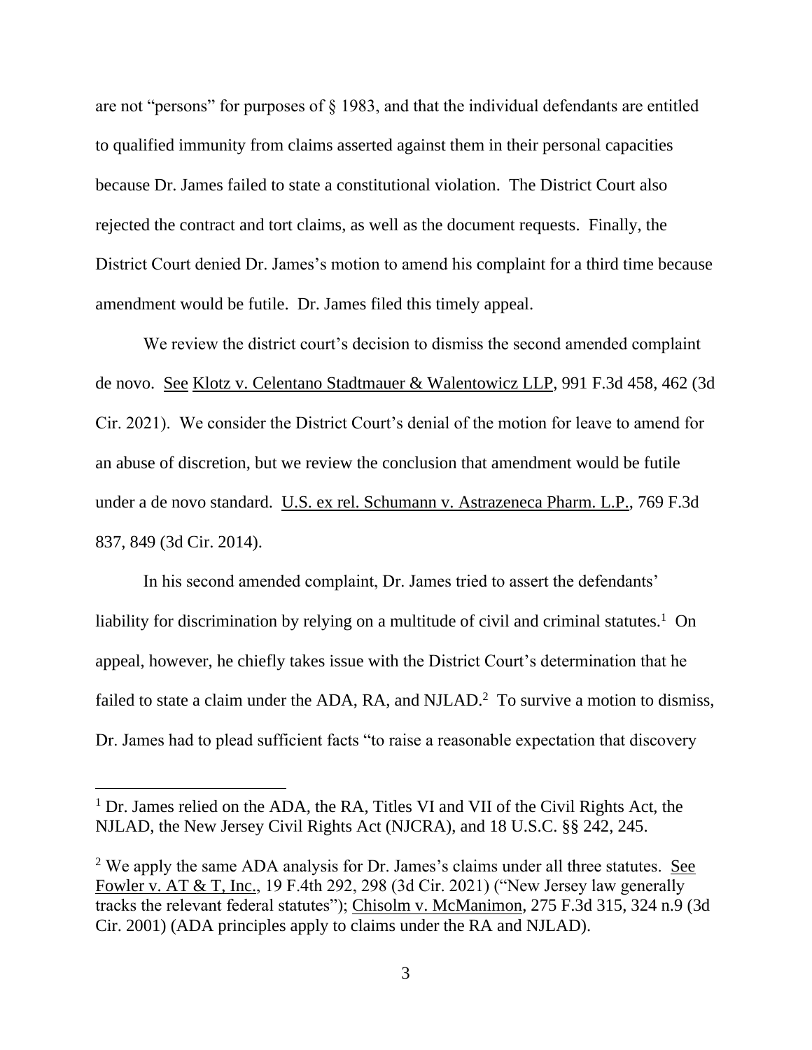are not "persons" for purposes of § 1983, and that the individual defendants are entitled to qualified immunity from claims asserted against them in their personal capacities because Dr. James failed to state a constitutional violation. The District Court also rejected the contract and tort claims, as well as the document requests. Finally, the District Court denied Dr. James's motion to amend his complaint for a third time because amendment would be futile. Dr. James filed this timely appeal.

We review the district court's decision to dismiss the second amended complaint de novo. See Klotz v. Celentano Stadtmauer & Walentowicz LLP, 991 F.3d 458, 462 (3d Cir. 2021). We consider the District Court's denial of the motion for leave to amend for an abuse of discretion, but we review the conclusion that amendment would be futile under a de novo standard. U.S. ex rel. Schumann v. Astrazeneca Pharm. L.P., 769 F.3d 837, 849 (3d Cir. 2014).

In his second amended complaint, Dr. James tried to assert the defendants' liability for discrimination by relying on a multitude of civil and criminal statutes.[1] On appeal, however, he chiefly takes issue with the District Court's determination that he failed to state a claim under the ADA, RA, and NJLAD.[2] To survive a motion to dismiss, Dr. James had to plead sufficient facts "to raise a reasonable expectation that discovery

---

[1] Dr. James relied on the ADA, the RA, Titles VI and VII of the Civil Rights Act, the NJLAD, the New Jersey Civil Rights Act (NJCRA), and 18 U.S.C. §§ 242, 245.

[2] We apply the same ADA analysis for Dr. James's claims under all three statutes. See Fowler v. AT & T, Inc., 19 F.4th 292, 298 (3d Cir. 2021) ("New Jersey law generally tracks the relevant federal statutes"); Chisolm v. McManimon, 275 F.3d 315, 324 n.9 (3d Cir. 2001) (ADA principles apply to claims under the RA and NJLAD).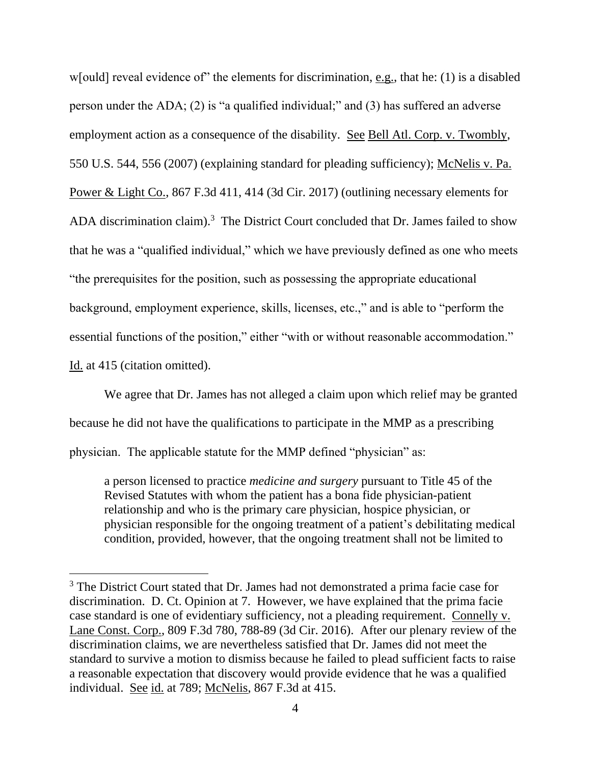w[ould] reveal evidence of" the elements for discrimination, e.g., that he: (1) is a disabled person under the ADA; (2) is "a qualified individual;" and (3) has suffered an adverse employment action as a consequence of the disability. See Bell Atl. Corp. v. Twombly, 550 U.S. 544, 556 (2007) (explaining standard for pleading sufficiency); McNelis v. Pa. Power & Light Co., 867 F.3d 411, 414 (3d Cir. 2017) (outlining necessary elements for ADA discrimination claim).[3] The District Court concluded that Dr. James failed to show that he was a "qualified individual," which we have previously defined as one who meets "the prerequisites for the position, such as possessing the appropriate educational background, employment experience, skills, licenses, etc.," and is able to "perform the essential functions of the position," either "with or without reasonable accommodation." Id. at 415 (citation omitted).

We agree that Dr. James has not alleged a claim upon which relief may be granted because he did not have the qualifications to participate in the MMP as a prescribing physician. The applicable statute for the MMP defined "physician" as:

> a person licensed to practice *medicine and surgery* pursuant to Title 45 of the Revised Statutes with whom the patient has a bona fide physician-patient relationship and who is the primary care physician, hospice physician, or physician responsible for the ongoing treatment of a patient's debilitating medical condition, provided, however, that the ongoing treatment shall not be limited to

[3] The District Court stated that Dr. James had not demonstrated a prima facie case for discrimination. D. Ct. Opinion at 7. However, we have explained that the prima facie case standard is one of evidentiary sufficiency, not a pleading requirement. Connelly v. Lane Const. Corp., 809 F.3d 780, 788-89 (3d Cir. 2016). After our plenary review of the discrimination claims, we are nevertheless satisfied that Dr. James did not meet the standard to survive a motion to dismiss because he failed to plead sufficient facts to raise a reasonable expectation that discovery would provide evidence that he was a qualified individual. See id. at 789; McNelis, 867 F.3d at 415.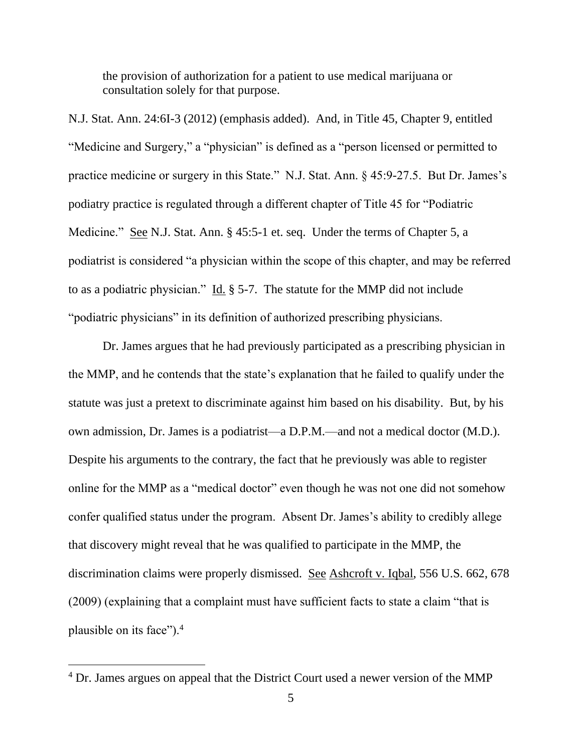> the provision of authorization for a patient to use medical marijuana or consultation solely for that purpose.

N.J. Stat. Ann. 24:6I-3 (2012) (emphasis added). And, in Title 45, Chapter 9, entitled "Medicine and Surgery," a "physician" is defined as a "person licensed or permitted to practice medicine or surgery in this State." N.J. Stat. Ann. § 45:9-27.5. But Dr. James's podiatry practice is regulated through a different chapter of Title 45 for "Podiatric Medicine." See N.J. Stat. Ann. § 45:5-1 et. seq. Under the terms of Chapter 5, a podiatrist is considered "a physician within the scope of this chapter, and may be referred to as a podiatric physician." Id. § 5-7. The statute for the MMP did not include "podiatric physicians" in its definition of authorized prescribing physicians.

Dr. James argues that he had previously participated as a prescribing physician in the MMP, and he contends that the state's explanation that he failed to qualify under the statute was just a pretext to discriminate against him based on his disability. But, by his own admission, Dr. James is a podiatrist—a D.P.M.—and not a medical doctor (M.D.). Despite his arguments to the contrary, the fact that he previously was able to register online for the MMP as a "medical doctor" even though he was not one did not somehow confer qualified status under the program. Absent Dr. James's ability to credibly allege that discovery might reveal that he was qualified to participate in the MMP, the discrimination claims were properly dismissed. See Ashcroft v. Iqbal, 556 U.S. 662, 678 (2009) (explaining that a complaint must have sufficient facts to state a claim "that is plausible on its face").[4]

---

[4] Dr. James argues on appeal that the District Court used a newer version of the MMP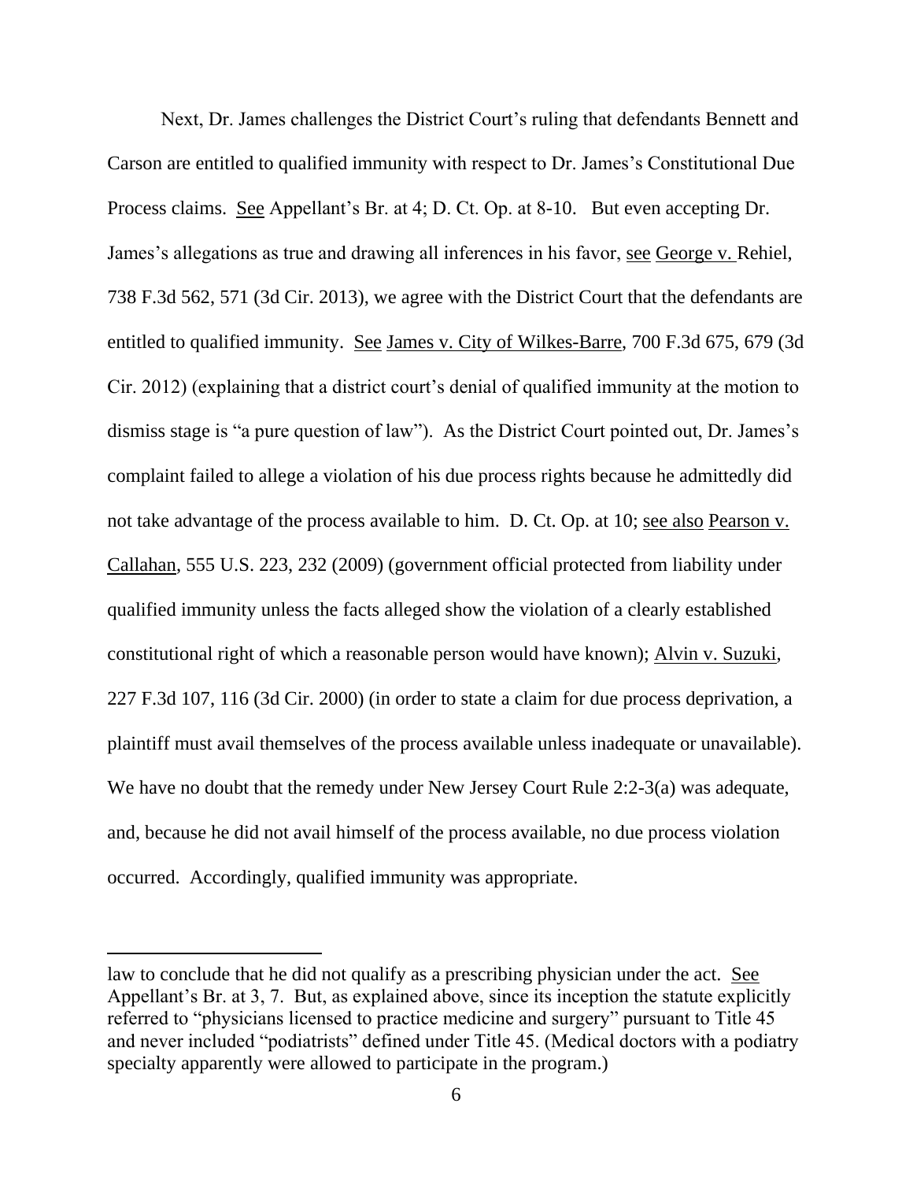Next, Dr. James challenges the District Court's ruling that defendants Bennett and Carson are entitled to qualified immunity with respect to Dr. James's Constitutional Due Process claims. See Appellant's Br. at 4; D. Ct. Op. at 8-10. But even accepting Dr. James's allegations as true and drawing all inferences in his favor, see George v. Rehiel, 738 F.3d 562, 571 (3d Cir. 2013), we agree with the District Court that the defendants are entitled to qualified immunity. See James v. City of Wilkes-Barre, 700 F.3d 675, 679 (3d Cir. 2012) (explaining that a district court's denial of qualified immunity at the motion to dismiss stage is "a pure question of law"). As the District Court pointed out, Dr. James's complaint failed to allege a violation of his due process rights because he admittedly did not take advantage of the process available to him. D. Ct. Op. at 10; see also Pearson v. Callahan, 555 U.S. 223, 232 (2009) (government official protected from liability under qualified immunity unless the facts alleged show the violation of a clearly established constitutional right of which a reasonable person would have known); Alvin v. Suzuki, 227 F.3d 107, 116 (3d Cir. 2000) (in order to state a claim for due process deprivation, a plaintiff must avail themselves of the process available unless inadequate or unavailable). We have no doubt that the remedy under New Jersey Court Rule 2:2-3(a) was adequate, and, because he did not avail himself of the process available, no due process violation occurred. Accordingly, qualified immunity was appropriate.

---

law to conclude that he did not qualify as a prescribing physician under the act. See Appellant's Br. at 3, 7. But, as explained above, since its inception the statute explicitly referred to "physicians licensed to practice medicine and surgery" pursuant to Title 45 and never included "podiatrists" defined under Title 45. (Medical doctors with a podiatry specialty apparently were allowed to participate in the program.)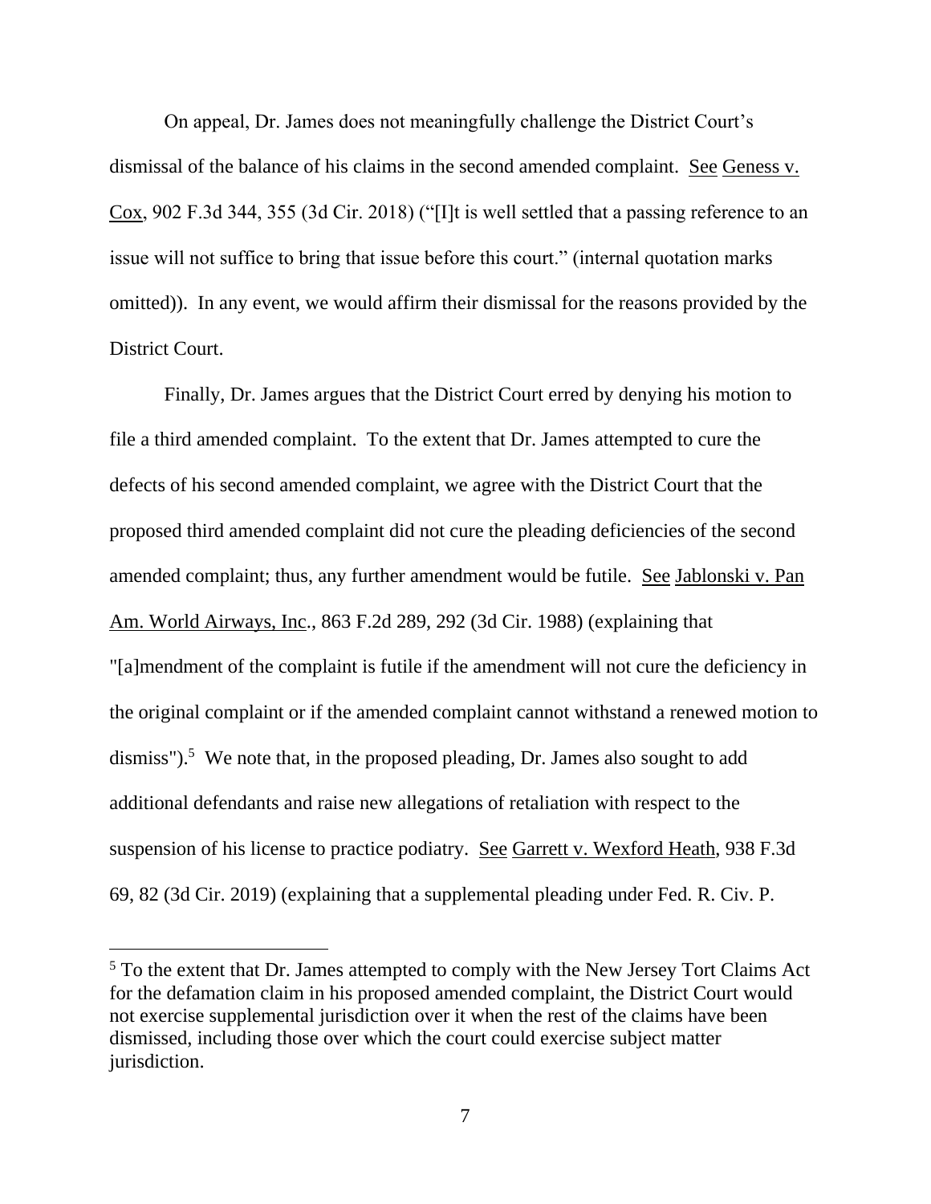On appeal, Dr. James does not meaningfully challenge the District Court's dismissal of the balance of his claims in the second amended complaint. See Geness v. Cox, 902 F.3d 344, 355 (3d Cir. 2018) ("[I]t is well settled that a passing reference to an issue will not suffice to bring that issue before this court." (internal quotation marks omitted)). In any event, we would affirm their dismissal for the reasons provided by the District Court.

Finally, Dr. James argues that the District Court erred by denying his motion to file a third amended complaint. To the extent that Dr. James attempted to cure the defects of his second amended complaint, we agree with the District Court that the proposed third amended complaint did not cure the pleading deficiencies of the second amended complaint; thus, any further amendment would be futile. See Jablonski v. Pan Am. World Airways, Inc., 863 F.2d 289, 292 (3d Cir. 1988) (explaining that "[a]mendment of the complaint is futile if the amendment will not cure the deficiency in the original complaint or if the amended complaint cannot withstand a renewed motion to dismiss").[5] We note that, in the proposed pleading, Dr. James also sought to add additional defendants and raise new allegations of retaliation with respect to the suspension of his license to practice podiatry. See Garrett v. Wexford Heath, 938 F.3d 69, 82 (3d Cir. 2019) (explaining that a supplemental pleading under Fed. R. Civ. P.

[5] To the extent that Dr. James attempted to comply with the New Jersey Tort Claims Act for the defamation claim in his proposed amended complaint, the District Court would not exercise supplemental jurisdiction over it when the rest of the claims have been dismissed, including those over which the court could exercise subject matter jurisdiction.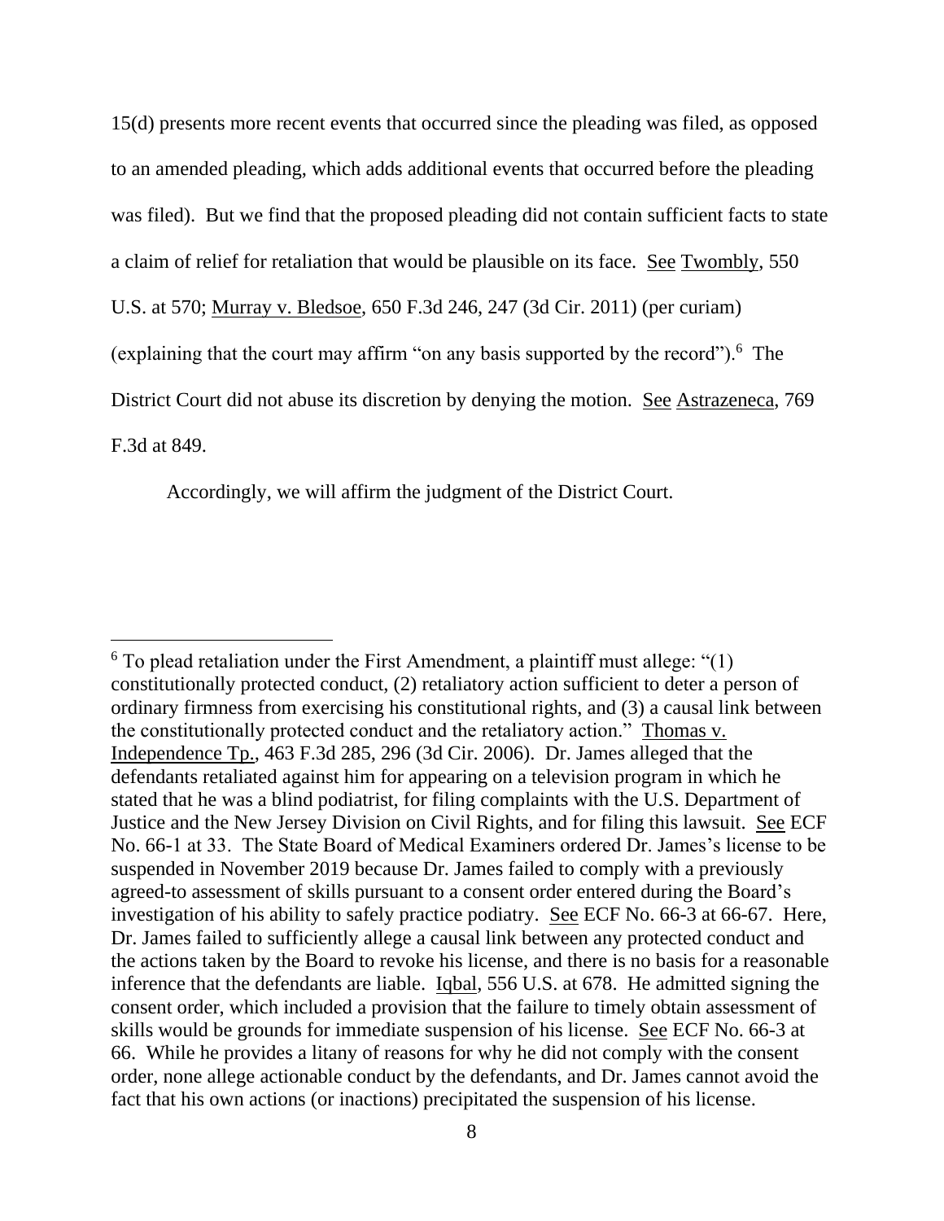15(d) presents more recent events that occurred since the pleading was filed, as opposed to an amended pleading, which adds additional events that occurred before the pleading was filed). But we find that the proposed pleading did not contain sufficient facts to state a claim of relief for retaliation that would be plausible on its face. See Twombly, 550 U.S. at 570; Murray v. Bledsoe, 650 F.3d 246, 247 (3d Cir. 2011) (per curiam) (explaining that the court may affirm "on any basis supported by the record").[6] The District Court did not abuse its discretion by denying the motion. See Astrazeneca, 769 F.3d at 849.

Accordingly, we will affirm the judgment of the District Court.

---

[6] To plead retaliation under the First Amendment, a plaintiff must allege: "(1) constitutionally protected conduct, (2) retaliatory action sufficient to deter a person of ordinary firmness from exercising his constitutional rights, and (3) a causal link between the constitutionally protected conduct and the retaliatory action." Thomas v. Independence Tp., 463 F.3d 285, 296 (3d Cir. 2006). Dr. James alleged that the defendants retaliated against him for appearing on a television program in which he stated that he was a blind podiatrist, for filing complaints with the U.S. Department of Justice and the New Jersey Division on Civil Rights, and for filing this lawsuit. See ECF No. 66-1 at 33. The State Board of Medical Examiners ordered Dr. James's license to be suspended in November 2019 because Dr. James failed to comply with a previously agreed-to assessment of skills pursuant to a consent order entered during the Board's investigation of his ability to safely practice podiatry. See ECF No. 66-3 at 66-67. Here, Dr. James failed to sufficiently allege a causal link between any protected conduct and the actions taken by the Board to revoke his license, and there is no basis for a reasonable inference that the defendants are liable. Iqbal, 556 U.S. at 678. He admitted signing the consent order, which included a provision that the failure to timely obtain assessment of skills would be grounds for immediate suspension of his license. See ECF No. 66-3 at 66. While he provides a litany of reasons for why he did not comply with the consent order, none allege actionable conduct by the defendants, and Dr. James cannot avoid the fact that his own actions (or inactions) precipitated the suspension of his license.